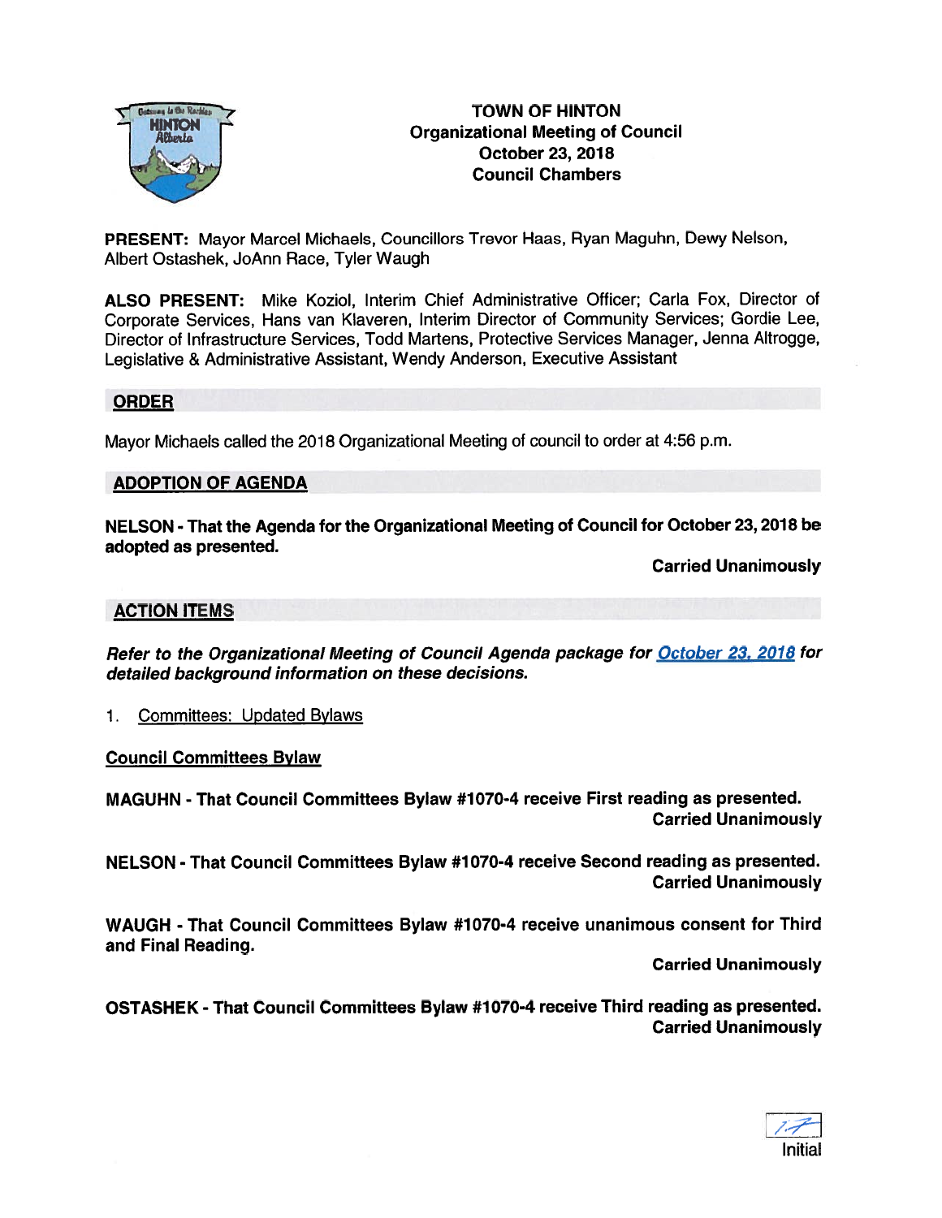# TOWN OF HINTON
## Organizational Meeting of Council
## October 23, 2018
## Council Chambers

**PRESENT:** Mayor Marcel Michaels, Councillors Trevor Haas, Ryan Maguhn, Dewy Nelson, Albert Ostashek, JoAnn Race, Tyler Waugh

**ALSO PRESENT:** Mike Koziol, Interim Chief Administrative Officer; Carla Fox, Director of Corporate Services, Hans van Klaveren, Interim Director of Community Services; Gordie Lee, Director of Infrastructure Services, Todd Martens, Protective Services Manager, Jenna Altrogge, Legislative & Administrative Assistant, Wendy Anderson, Executive Assistant

## ORDER

Mayor Michaels called the 2018 Organizational Meeting of council to order at 4:56 p.m.

## ADOPTION OF AGENDA

**NELSON - That the Agenda for the Organizational Meeting of Council for October 23, 2018 be adopted as presented.**

**Carried Unanimously**

## ACTION ITEMS

***Refer to the Organizational Meeting of Council Agenda package for October 23, 2018 for detailed background information on these decisions.***

1. Committees: Updated Bylaws

**Council Committees Bylaw**

**MAGUHN - That Council Committees Bylaw #1070-4 receive First reading as presented.**
**Carried Unanimously**

**NELSON - That Council Committees Bylaw #1070-4 receive Second reading as presented.**
**Carried Unanimously**

**WAUGH - That Council Committees Bylaw #1070-4 receive unanimous consent for Third and Final Reading.**

**Carried Unanimously**

**OSTASHEK - That Council Committees Bylaw #1070-4 receive Third reading as presented.**
**Carried Unanimously**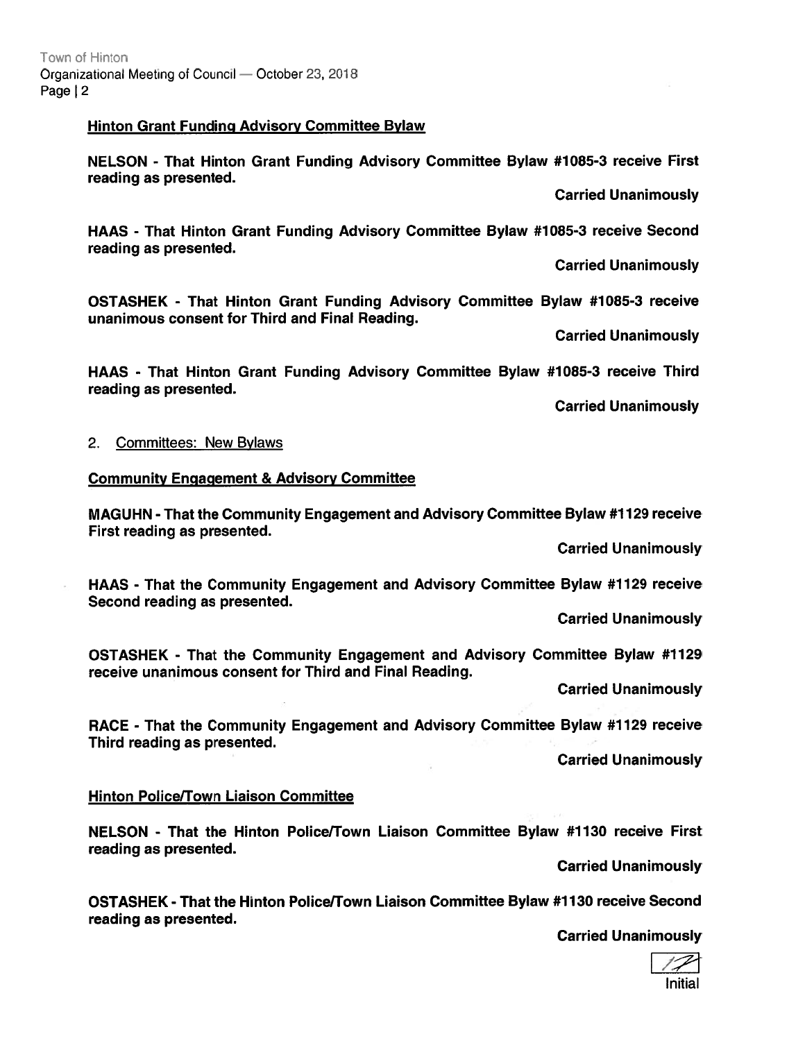**Hinton Grant Funding Advisory Committee Bylaw**

**NELSON - That Hinton Grant Funding Advisory Committee Bylaw #1085-3 receive First reading as presented.**

**Carried Unanimously**

**HAAS - That Hinton Grant Funding Advisory Committee Bylaw #1085-3 receive Second reading as presented.**

**Carried Unanimously**

**OSTASHEK - That Hinton Grant Funding Advisory Committee Bylaw #1085-3 receive unanimous consent for Third and Final Reading.**

**Carried Unanimously**

**HAAS - That Hinton Grant Funding Advisory Committee Bylaw #1085-3 receive Third reading as presented.**

**Carried Unanimously**

2. Committees: New Bylaws

**Community Engagement & Advisory Committee**

**MAGUHN - That the Community Engagement and Advisory Committee Bylaw #1129 receive First reading as presented.**

**Carried Unanimously**

**HAAS - That the Community Engagement and Advisory Committee Bylaw #1129 receive Second reading as presented.**

**Carried Unanimously**

**OSTASHEK - That the Community Engagement and Advisory Committee Bylaw #1129 receive unanimous consent for Third and Final Reading.**

**Carried Unanimously**

**RACE - That the Community Engagement and Advisory Committee Bylaw #1129 receive Third reading as presented.**

**Carried Unanimously**

**Hinton Police/Town Liaison Committee**

**NELSON - That the Hinton Police/Town Liaison Committee Bylaw #1130 receive First reading as presented.**

**Carried Unanimously**

**OSTASHEK - That the Hinton Police/Town Liaison Committee Bylaw #1130 receive Second reading as presented.**

**Carried Unanimously**

Initial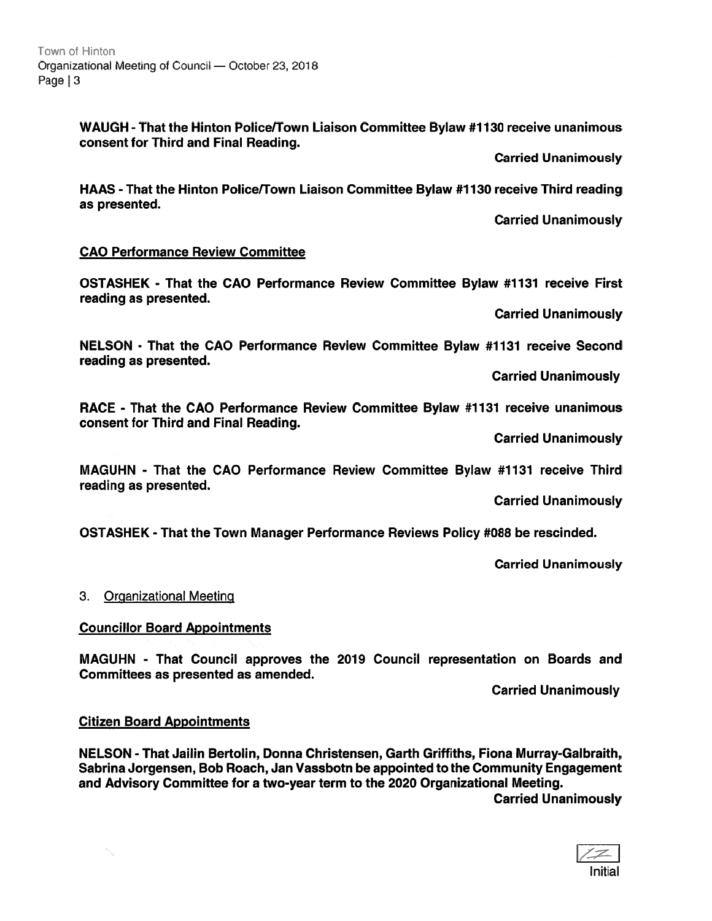**WAUGH - That the Hinton Police/Town Liaison Committee Bylaw #1130 receive unanimous consent for Third and Final Reading.**

**Carried Unanimously**

**HAAS - That the Hinton Police/Town Liaison Committee Bylaw #1130 receive Third reading as presented.**

**Carried Unanimously**

**CAO Performance Review Committee**

**OSTASHEK - That the CAO Performance Review Committee Bylaw #1131 receive First reading as presented.**

**Carried Unanimously**

**NELSON - That the CAO Performance Review Committee Bylaw #1131 receive Second reading as presented.**

**Carried Unanimously**

**RACE - That the CAO Performance Review Committee Bylaw #1131 receive unanimous consent for Third and Final Reading.**

**Carried Unanimously**

**MAGUHN - That the CAO Performance Review Committee Bylaw #1131 receive Third reading as presented.**

**Carried Unanimously**

**OSTASHEK - That the Town Manager Performance Reviews Policy #088 be rescinded.**

**Carried Unanimously**

3. Organizational Meeting

**Councillor Board Appointments**

**MAGUHN - That Council approves the 2019 Council representation on Boards and Committees as presented as amended.**

**Carried Unanimously**

**Citizen Board Appointments**

**NELSON - That Jailin Bertolin, Donna Christensen, Garth Griffiths, Fiona Murray-Galbraith, Sabrina Jorgensen, Bob Roach, Jan Vassbotn be appointed to the Community Engagement and Advisory Committee for a two-year term to the 2020 Organizational Meeting.**

**Carried Unanimously**

Initial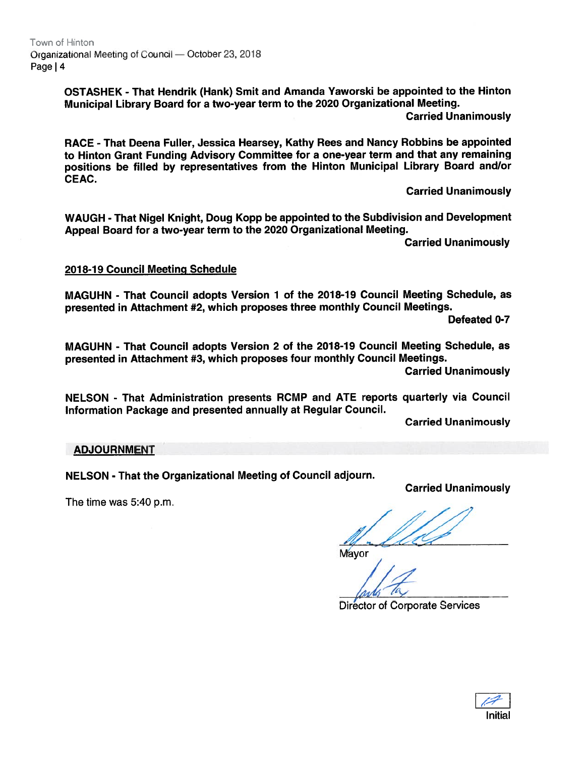**OSTASHEK - That Hendrik (Hank) Smit and Amanda Yaworski be appointed to the Hinton Municipal Library Board for a two-year term to the 2020 Organizational Meeting.**

**Carried Unanimously**

**RACE - That Deena Fuller, Jessica Hearsey, Kathy Rees and Nancy Robbins be appointed to Hinton Grant Funding Advisory Committee for a one-year term and that any remaining positions be filled by representatives from the Hinton Municipal Library Board and/or CEAC.**

**Carried Unanimously**

**WAUGH - That Nigel Knight, Doug Kopp be appointed to the Subdivision and Development Appeal Board for a two-year term to the 2020 Organizational Meeting.**

**Carried Unanimously**

**2018-19 Council Meeting Schedule**

**MAGUHN - That Council adopts Version 1 of the 2018-19 Council Meeting Schedule, as presented in Attachment #2, which proposes three monthly Council Meetings.**

**Defeated 0-7**

**MAGUHN - That Council adopts Version 2 of the 2018-19 Council Meeting Schedule, as presented in Attachment #3, which proposes four monthly Council Meetings.**

**Carried Unanimously**

**NELSON - That Administration presents RCMP and ATE reports quarterly via Council Information Package and presented annually at Regular Council.**

**Carried Unanimously**

## ADJOURNMENT

**NELSON - That the Organizational Meeting of Council adjourn.**

**Carried Unanimously**

The time was 5:40 p.m.

Mayor

Director of Corporate Services

Initial